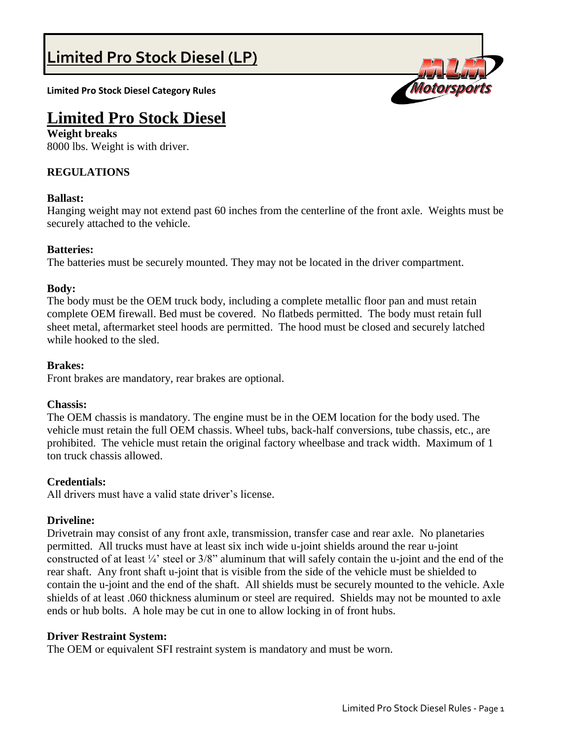# Limited Pro Stock Diesel (LP)

**Limited Pro Stock Diesel Category Rules**

# Limited Pro Stock Diesel

**Weight breaks**

8000 lbs. Weight is with driver.

## REGULATIONS

### Ballast:

Hanging weight may not extend past 60 inches from the centerline of the front axle. Weights must be securely attached to the vehicle.

### Batteries:

The batteries must be securely mounted. They may not be located in the driver compartment.

### Body:

The body must be the OEM truck body, including a complete metallic floor pan and must retain complete OEM firewall. Bed must be covered. No flatbeds permitted. The body must retain full sheet metal, aftermarket steel hoods are permitted. The hood must be closed and securely latched while hooked to the sled.

### Brakes:

Front brakes are mandatory, rear brakes are optional.

### Chassis:

The OEM chassis is mandatory. The engine must be in the OEM location for the body used. The vehicle must retain the full OEM chassis. Wheel tubs, back-half conversions, tube chassis, etc., are prohibited. The vehicle must retain the original factory wheelbase and track width. Maximum of 1 ton truck chassis allowed.

### Credentials:

All drivers must have a valid state driver's license.

### Driveline:

Drivetrain may consist of any front axle, transmission, transfer case and rear axle. No planetaries permitted. All trucks must have at least six inch wide u-joint shields around the rear u-joint constructed of at least ¼' steel or 3/8" aluminum that will safely contain the u-joint and the end of the rear shaft. Any front shaft u-joint that is visible from the side of the vehicle must be shielded to contain the u-joint and the end of the shaft. All shields must be securely mounted to the vehicle. Axle shields of at least .060 thickness aluminum or steel are required. Shields may not be mounted to axle ends or hub bolts. A hole may be cut in one to allow locking in of front hubs.

### Driver Restraint System:

The OEM or equivalent SFI restraint system is mandatory and must be worn.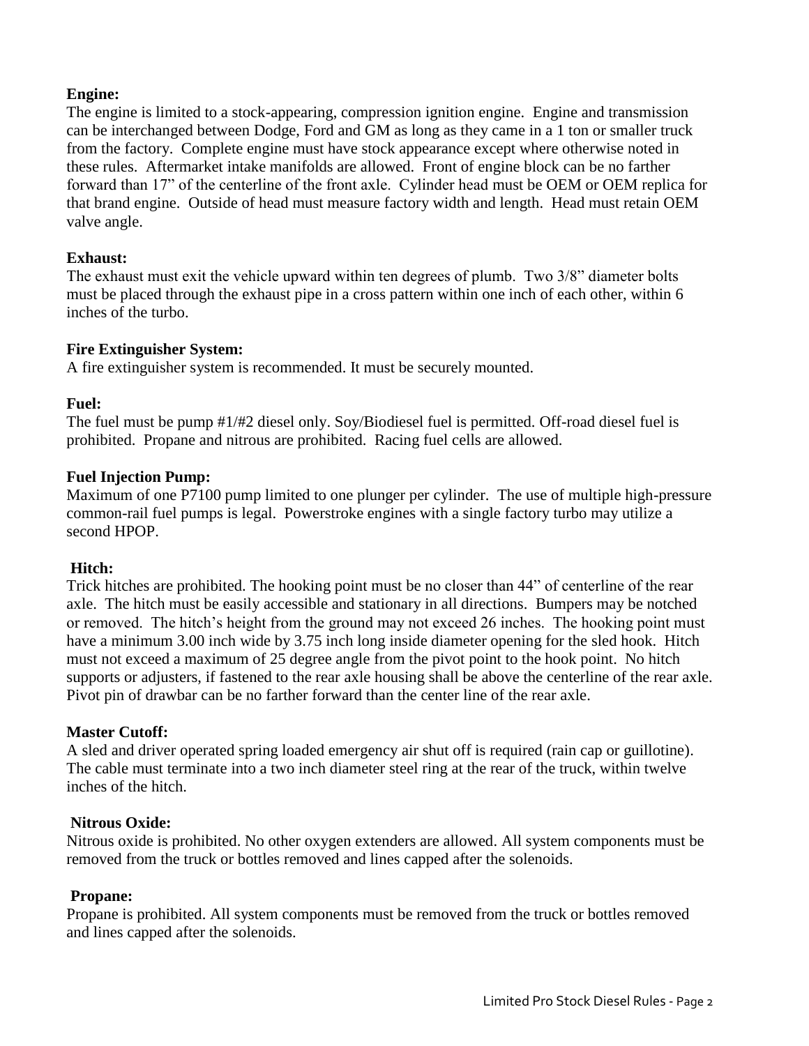**Engine:**
The engine is limited to a stock-appearing, compression ignition engine. Engine and transmission can be interchanged between Dodge, Ford and GM as long as they came in a 1 ton or smaller truck from the factory. Complete engine must have stock appearance except where otherwise noted in these rules. Aftermarket intake manifolds are allowed. Front of engine block can be no farther forward than 17" of the centerline of the front axle. Cylinder head must be OEM or OEM replica for that brand engine. Outside of head must measure factory width and length. Head must retain OEM valve angle.

**Exhaust:**
The exhaust must exit the vehicle upward within ten degrees of plumb. Two 3/8" diameter bolts must be placed through the exhaust pipe in a cross pattern within one inch of each other, within 6 inches of the turbo.

**Fire Extinguisher System:**
A fire extinguisher system is recommended. It must be securely mounted.

**Fuel:**
The fuel must be pump #1/#2 diesel only. Soy/Biodiesel fuel is permitted. Off-road diesel fuel is prohibited. Propane and nitrous are prohibited. Racing fuel cells are allowed.

**Fuel Injection Pump:**
Maximum of one P7100 pump limited to one plunger per cylinder. The use of multiple high-pressure common-rail fuel pumps is legal. Powerstroke engines with a single factory turbo may utilize a second HPOP.

**Hitch:**
Trick hitches are prohibited. The hooking point must be no closer than 44" of centerline of the rear axle. The hitch must be easily accessible and stationary in all directions. Bumpers may be notched or removed. The hitch's height from the ground may not exceed 26 inches. The hooking point must have a minimum 3.00 inch wide by 3.75 inch long inside diameter opening for the sled hook. Hitch must not exceed a maximum of 25 degree angle from the pivot point to the hook point. No hitch supports or adjusters, if fastened to the rear axle housing shall be above the centerline of the rear axle. Pivot pin of drawbar can be no farther forward than the center line of the rear axle.

**Master Cutoff:**
A sled and driver operated spring loaded emergency air shut off is required (rain cap or guillotine). The cable must terminate into a two inch diameter steel ring at the rear of the truck, within twelve inches of the hitch.

**Nitrous Oxide:**
Nitrous oxide is prohibited. No other oxygen extenders are allowed. All system components must be removed from the truck or bottles removed and lines capped after the solenoids.

**Propane:**
Propane is prohibited. All system components must be removed from the truck or bottles removed and lines capped after the solenoids.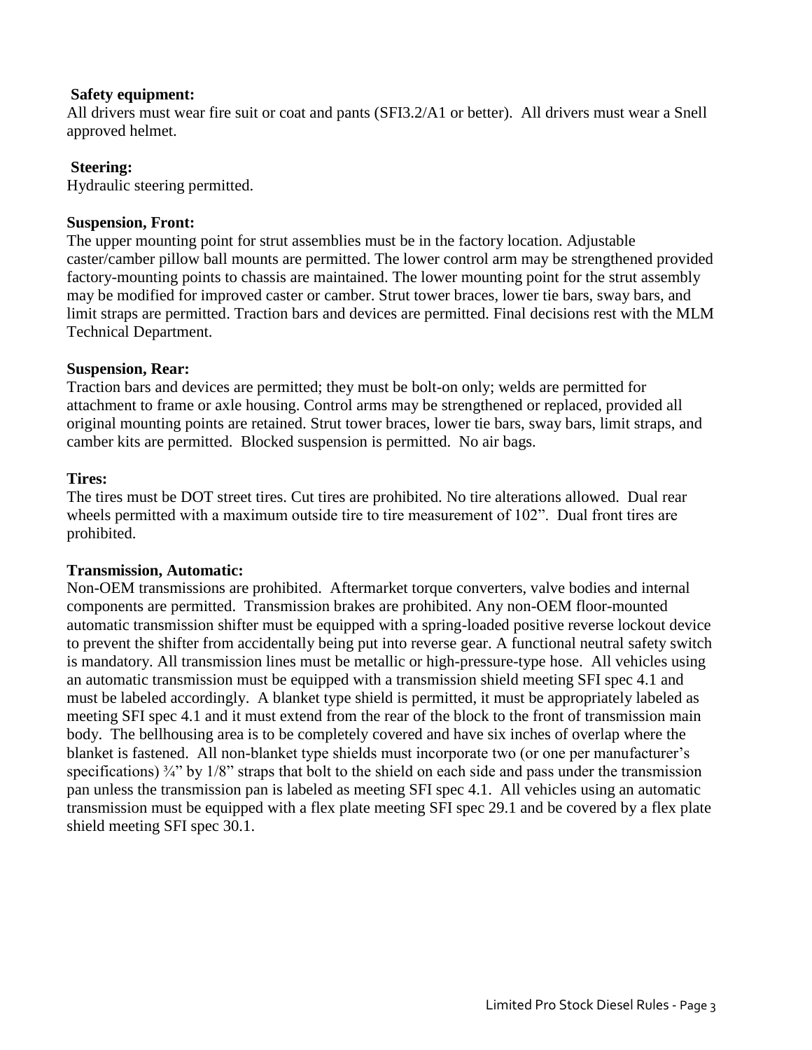**Safety equipment:**
All drivers must wear fire suit or coat and pants (SFI3.2/A1 or better). All drivers must wear a Snell approved helmet.

**Steering:**
Hydraulic steering permitted.

**Suspension, Front:**
The upper mounting point for strut assemblies must be in the factory location. Adjustable caster/camber pillow ball mounts are permitted. The lower control arm may be strengthened provided factory-mounting points to chassis are maintained. The lower mounting point for the strut assembly may be modified for improved caster or camber. Strut tower braces, lower tie bars, sway bars, and limit straps are permitted. Traction bars and devices are permitted. Final decisions rest with the MLM Technical Department.

**Suspension, Rear:**
Traction bars and devices are permitted; they must be bolt-on only; welds are permitted for attachment to frame or axle housing. Control arms may be strengthened or replaced, provided all original mounting points are retained. Strut tower braces, lower tie bars, sway bars, limit straps, and camber kits are permitted. Blocked suspension is permitted. No air bags.

**Tires:**
The tires must be DOT street tires. Cut tires are prohibited. No tire alterations allowed. Dual rear wheels permitted with a maximum outside tire to tire measurement of 102". Dual front tires are prohibited.

**Transmission, Automatic:**
Non-OEM transmissions are prohibited. Aftermarket torque converters, valve bodies and internal components are permitted. Transmission brakes are prohibited. Any non-OEM floor-mounted automatic transmission shifter must be equipped with a spring-loaded positive reverse lockout device to prevent the shifter from accidentally being put into reverse gear. A functional neutral safety switch is mandatory. All transmission lines must be metallic or high-pressure-type hose. All vehicles using an automatic transmission must be equipped with a transmission shield meeting SFI spec 4.1 and must be labeled accordingly. A blanket type shield is permitted, it must be appropriately labeled as meeting SFI spec 4.1 and it must extend from the rear of the block to the front of transmission main body. The bellhousing area is to be completely covered and have six inches of overlap where the blanket is fastened. All non-blanket type shields must incorporate two (or one per manufacturer's specifications) ¾" by 1/8" straps that bolt to the shield on each side and pass under the transmission pan unless the transmission pan is labeled as meeting SFI spec 4.1. All vehicles using an automatic transmission must be equipped with a flex plate meeting SFI spec 29.1 and be covered by a flex plate shield meeting SFI spec 30.1.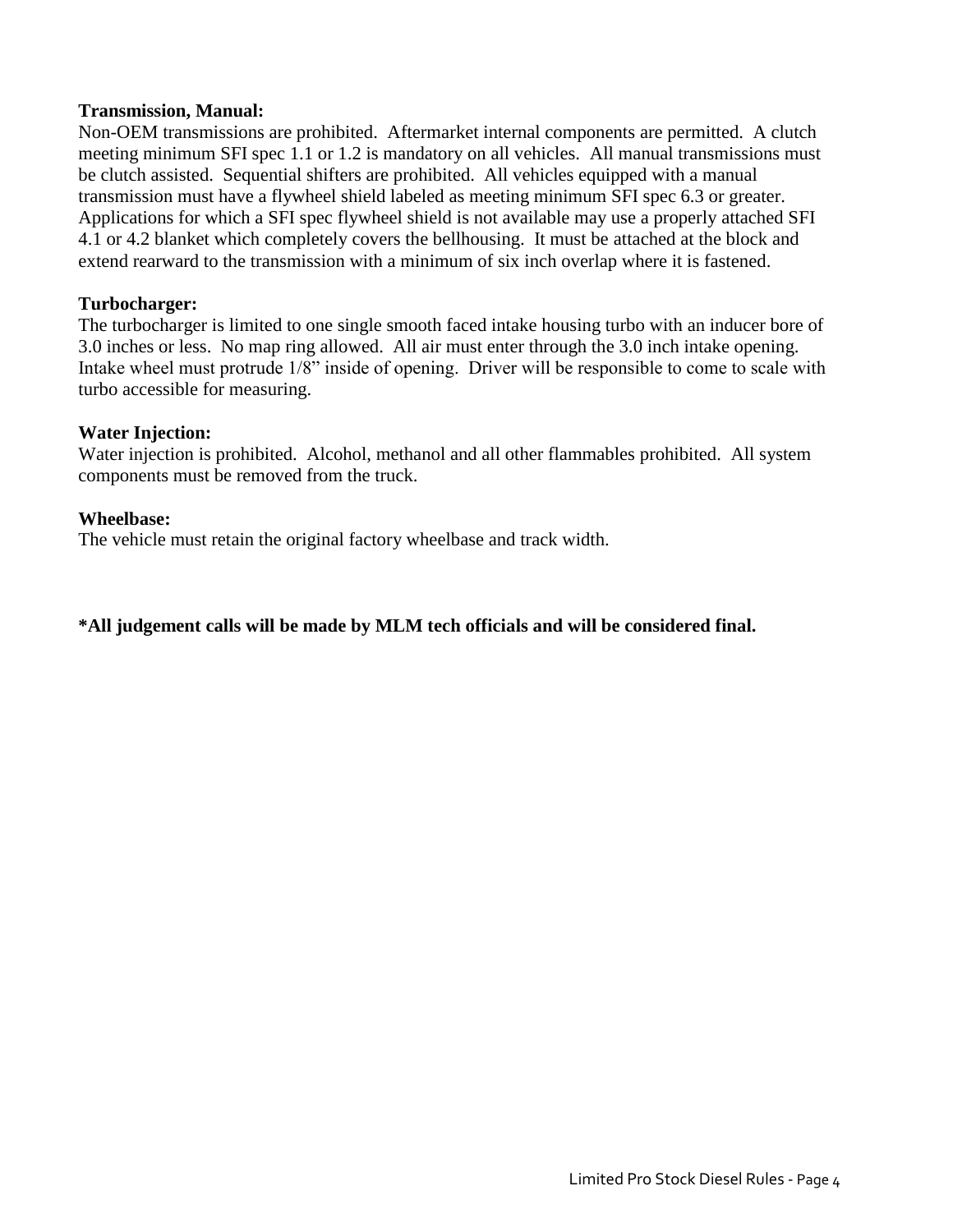**Transmission, Manual:**
Non-OEM transmissions are prohibited. Aftermarket internal components are permitted. A clutch meeting minimum SFI spec 1.1 or 1.2 is mandatory on all vehicles. All manual transmissions must be clutch assisted. Sequential shifters are prohibited. All vehicles equipped with a manual transmission must have a flywheel shield labeled as meeting minimum SFI spec 6.3 or greater. Applications for which a SFI spec flywheel shield is not available may use a properly attached SFI 4.1 or 4.2 blanket which completely covers the bellhousing. It must be attached at the block and extend rearward to the transmission with a minimum of six inch overlap where it is fastened.

**Turbocharger:**
The turbocharger is limited to one single smooth faced intake housing turbo with an inducer bore of 3.0 inches or less. No map ring allowed. All air must enter through the 3.0 inch intake opening. Intake wheel must protrude 1/8" inside of opening. Driver will be responsible to come to scale with turbo accessible for measuring.

**Water Injection:**
Water injection is prohibited. Alcohol, methanol and all other flammables prohibited. All system components must be removed from the truck.

**Wheelbase:**
The vehicle must retain the original factory wheelbase and track width.

**\*All judgement calls will be made by MLM tech officials and will be considered final.**